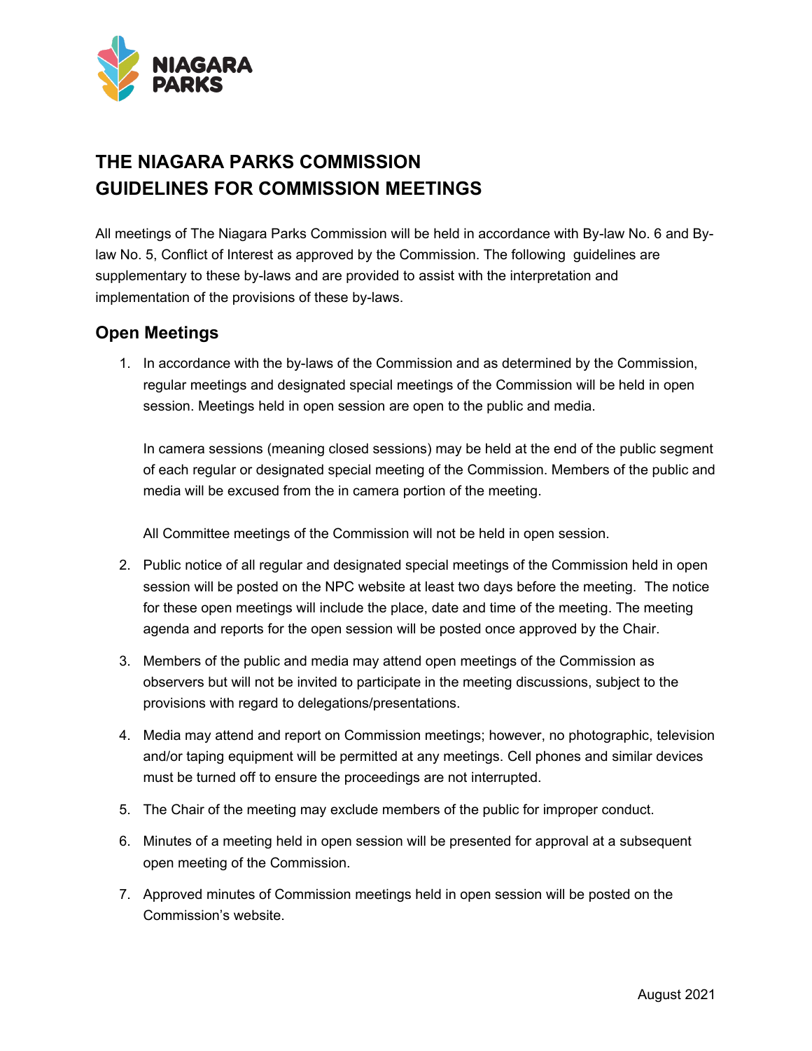# THE NIAGARA PARKS COMMISSION
# GUIDELINES FOR COMMISSION MEETINGS

All meetings of The Niagara Parks Commission will be held in accordance with By-law No. 6 and By-law No. 5, Conflict of Interest as approved by the Commission. The following guidelines are supplementary to these by-laws and are provided to assist with the interpretation and implementation of the provisions of these by-laws.

## Open Meetings

1. In accordance with the by-laws of the Commission and as determined by the Commission, regular meetings and designated special meetings of the Commission will be held in open session. Meetings held in open session are open to the public and media.

   In camera sessions (meaning closed sessions) may be held at the end of the public segment of each regular or designated special meeting of the Commission. Members of the public and media will be excused from the in camera portion of the meeting.

   All Committee meetings of the Commission will not be held in open session.

2. Public notice of all regular and designated special meetings of the Commission held in open session will be posted on the NPC website at least two days before the meeting. The notice for these open meetings will include the place, date and time of the meeting. The meeting agenda and reports for the open session will be posted once approved by the Chair.

3. Members of the public and media may attend open meetings of the Commission as observers but will not be invited to participate in the meeting discussions, subject to the provisions with regard to delegations/presentations.

4. Media may attend and report on Commission meetings; however, no photographic, television and/or taping equipment will be permitted at any meetings. Cell phones and similar devices must be turned off to ensure the proceedings are not interrupted.

5. The Chair of the meeting may exclude members of the public for improper conduct.

6. Minutes of a meeting held in open session will be presented for approval at a subsequent open meeting of the Commission.

7. Approved minutes of Commission meetings held in open session will be posted on the Commission's website.

August 2021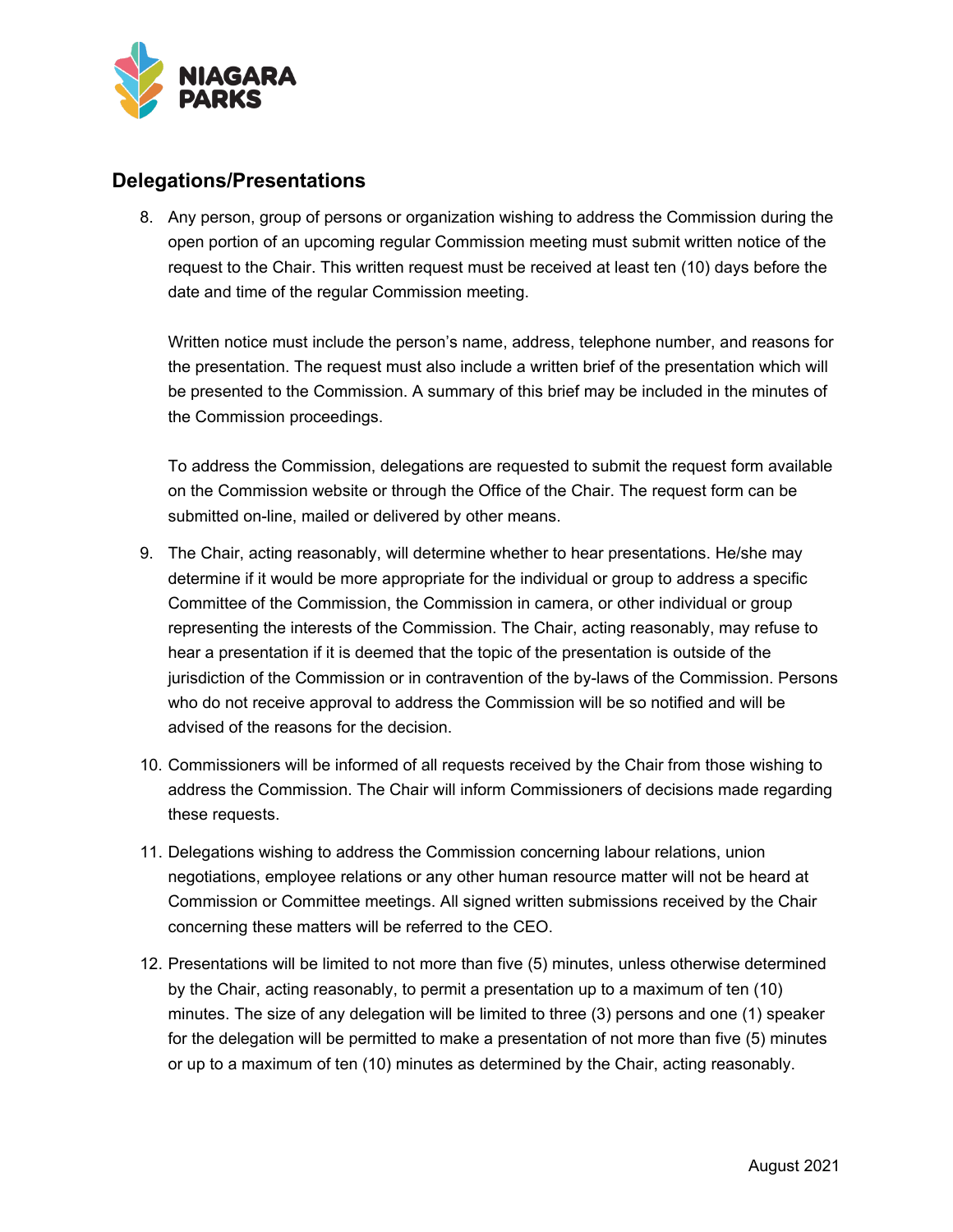## Delegations/Presentations

8. Any person, group of persons or organization wishing to address the Commission during the open portion of an upcoming regular Commission meeting must submit written notice of the request to the Chair. This written request must be received at least ten (10) days before the date and time of the regular Commission meeting.

   Written notice must include the person's name, address, telephone number, and reasons for the presentation. The request must also include a written brief of the presentation which will be presented to the Commission. A summary of this brief may be included in the minutes of the Commission proceedings.

   To address the Commission, delegations are requested to submit the request form available on the Commission website or through the Office of the Chair. The request form can be submitted on-line, mailed or delivered by other means.

9. The Chair, acting reasonably, will determine whether to hear presentations. He/she may determine if it would be more appropriate for the individual or group to address a specific Committee of the Commission, the Commission in camera, or other individual or group representing the interests of the Commission. The Chair, acting reasonably, may refuse to hear a presentation if it is deemed that the topic of the presentation is outside of the jurisdiction of the Commission or in contravention of the by-laws of the Commission. Persons who do not receive approval to address the Commission will be so notified and will be advised of the reasons for the decision.

10. Commissioners will be informed of all requests received by the Chair from those wishing to address the Commission. The Chair will inform Commissioners of decisions made regarding these requests.

11. Delegations wishing to address the Commission concerning labour relations, union negotiations, employee relations or any other human resource matter will not be heard at Commission or Committee meetings. All signed written submissions received by the Chair concerning these matters will be referred to the CEO.

12. Presentations will be limited to not more than five (5) minutes, unless otherwise determined by the Chair, acting reasonably, to permit a presentation up to a maximum of ten (10) minutes. The size of any delegation will be limited to three (3) persons and one (1) speaker for the delegation will be permitted to make a presentation of not more than five (5) minutes or up to a maximum of ten (10) minutes as determined by the Chair, acting reasonably.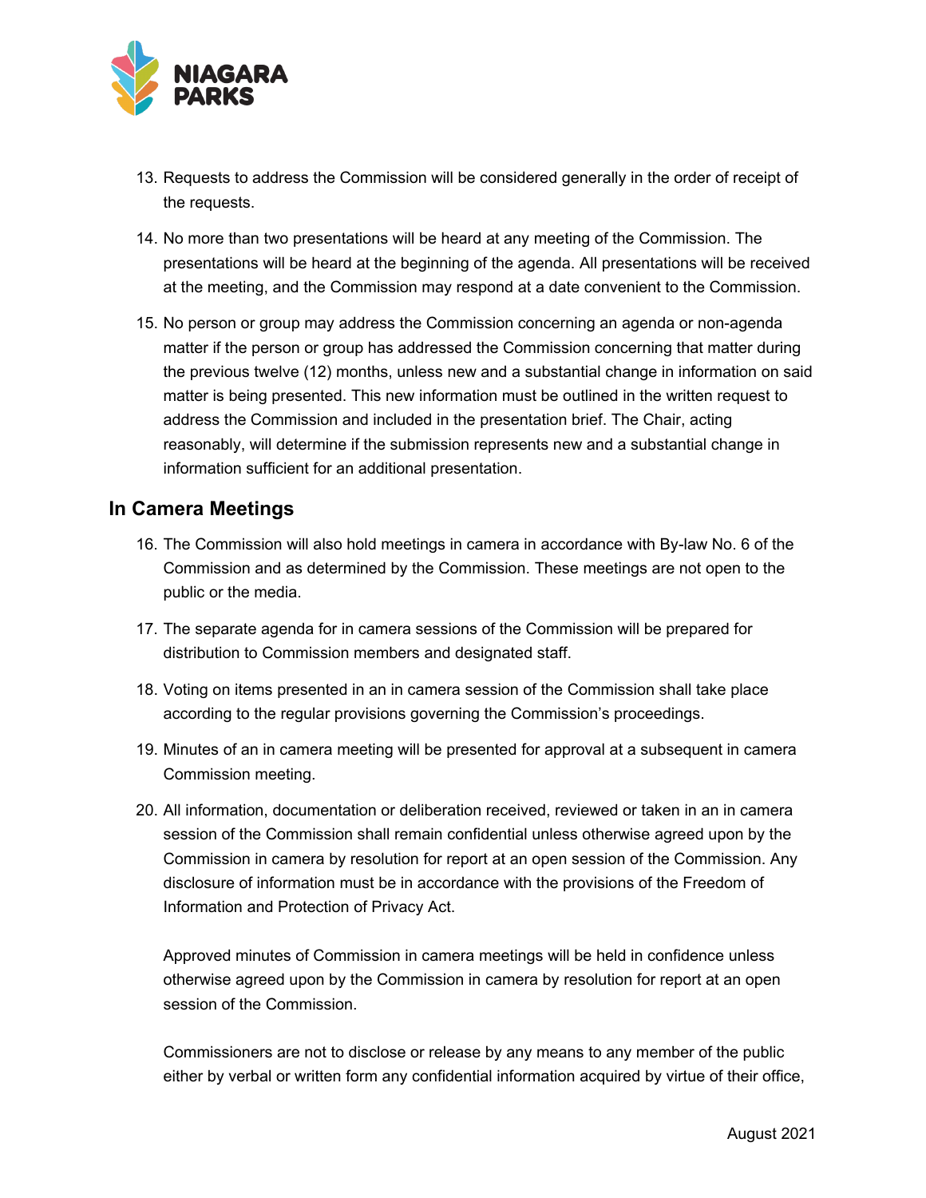13. Requests to address the Commission will be considered generally in the order of receipt of the requests.

14. No more than two presentations will be heard at any meeting of the Commission. The presentations will be heard at the beginning of the agenda. All presentations will be received at the meeting, and the Commission may respond at a date convenient to the Commission.

15. No person or group may address the Commission concerning an agenda or non-agenda matter if the person or group has addressed the Commission concerning that matter during the previous twelve (12) months, unless new and a substantial change in information on said matter is being presented. This new information must be outlined in the written request to address the Commission and included in the presentation brief. The Chair, acting reasonably, will determine if the submission represents new and a substantial change in information sufficient for an additional presentation.

## In Camera Meetings

16. The Commission will also hold meetings in camera in accordance with By-law No. 6 of the Commission and as determined by the Commission. These meetings are not open to the public or the media.

17. The separate agenda for in camera sessions of the Commission will be prepared for distribution to Commission members and designated staff.

18. Voting on items presented in an in camera session of the Commission shall take place according to the regular provisions governing the Commission's proceedings.

19. Minutes of an in camera meeting will be presented for approval at a subsequent in camera Commission meeting.

20. All information, documentation or deliberation received, reviewed or taken in an in camera session of the Commission shall remain confidential unless otherwise agreed upon by the Commission in camera by resolution for report at an open session of the Commission. Any disclosure of information must be in accordance with the provisions of the Freedom of Information and Protection of Privacy Act.

    Approved minutes of Commission in camera meetings will be held in confidence unless otherwise agreed upon by the Commission in camera by resolution for report at an open session of the Commission.

    Commissioners are not to disclose or release by any means to any member of the public either by verbal or written form any confidential information acquired by virtue of their office,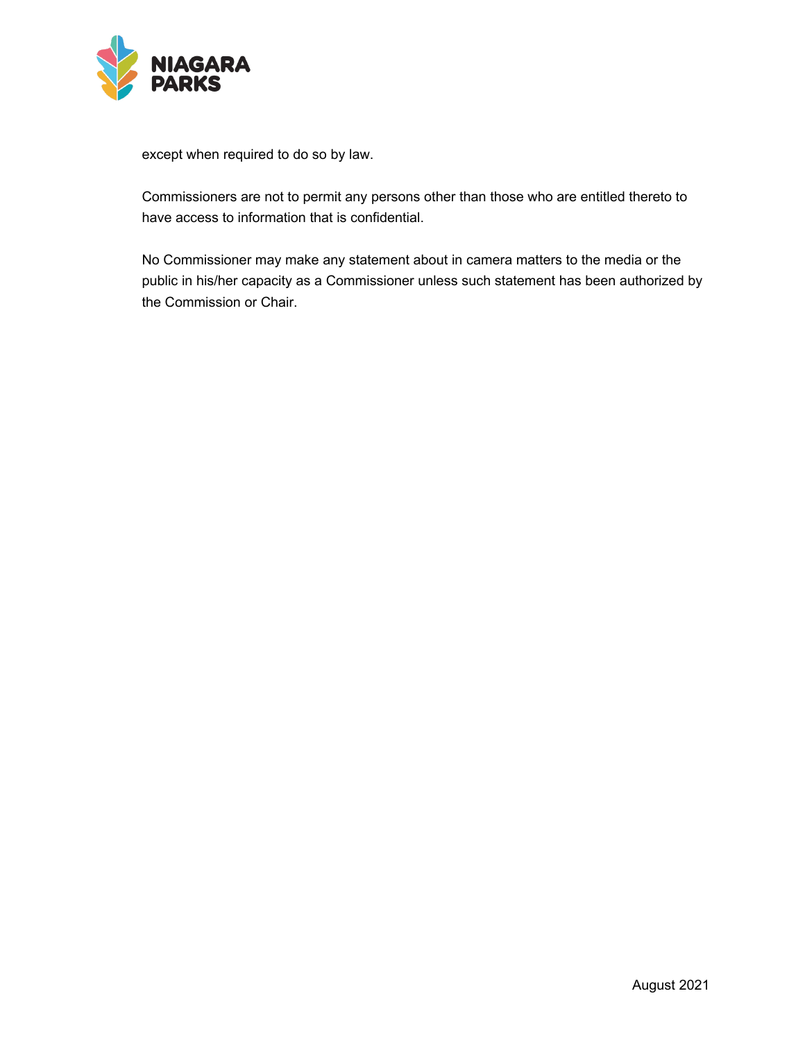except when required to do so by law.

Commissioners are not to permit any persons other than those who are entitled thereto to have access to information that is confidential.

No Commissioner may make any statement about in camera matters to the media or the public in his/her capacity as a Commissioner unless such statement has been authorized by the Commission or Chair.